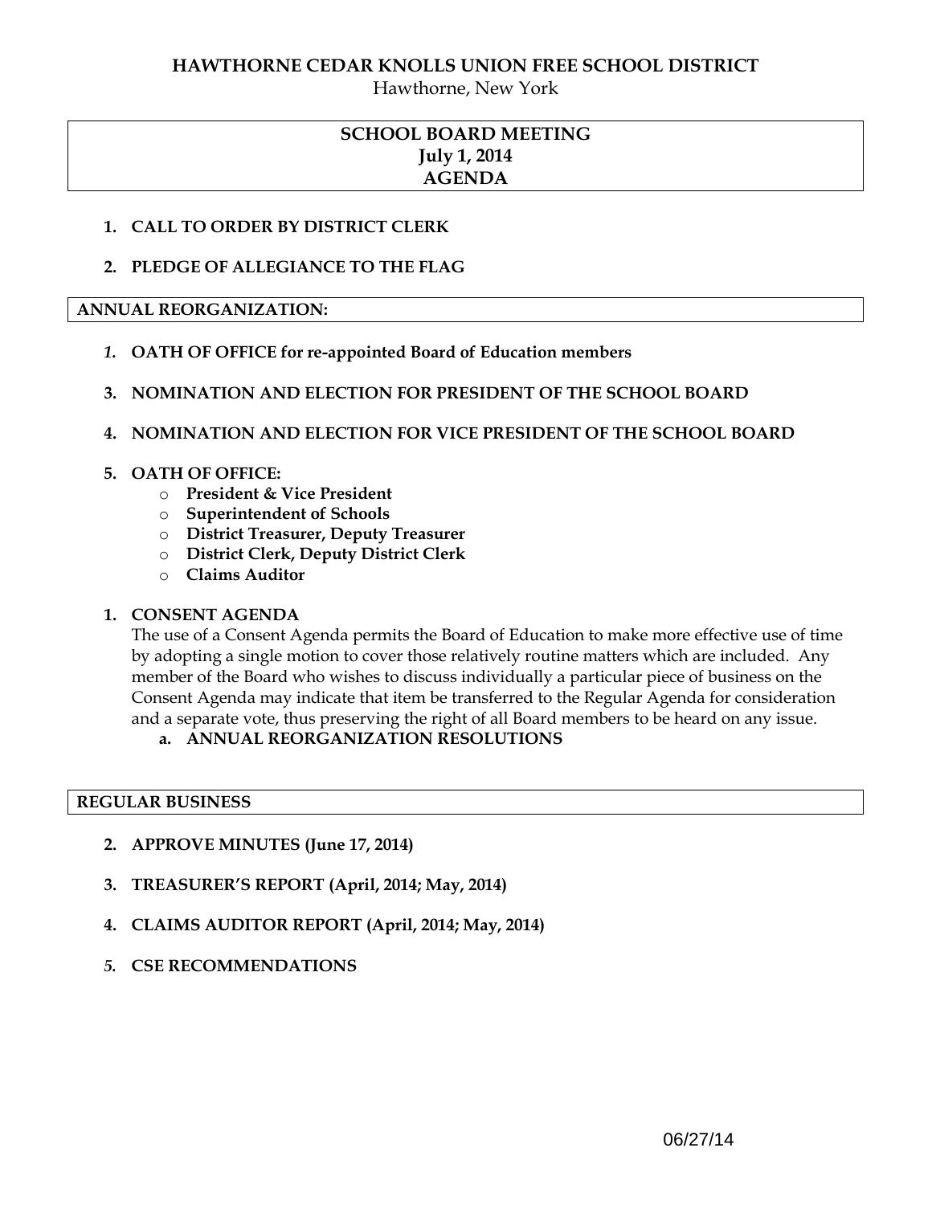**HAWTHORNE CEDAR KNOLLS UNION FREE SCHOOL DISTRICT**

Hawthorne, New York

# SCHOOL BOARD MEETING
## July 1, 2014
## AGENDA

1. **CALL TO ORDER BY DISTRICT CLERK**

2. **PLEDGE OF ALLEGIANCE TO THE FLAG**

## ANNUAL REORGANIZATION:

1. **OATH OF OFFICE for re-appointed Board of Education members**

3. **NOMINATION AND ELECTION FOR PRESIDENT OF THE SCHOOL BOARD**

4. **NOMINATION AND ELECTION FOR VICE PRESIDENT OF THE SCHOOL BOARD**

5. **OATH OF OFFICE:**
   - **President & Vice President**
   - **Superintendent of Schools**
   - **District Treasurer, Deputy Treasurer**
   - **District Clerk, Deputy District Clerk**
   - **Claims Auditor**

1. **CONSENT AGENDA**

   The use of a Consent Agenda permits the Board of Education to make more effective use of time by adopting a single motion to cover those relatively routine matters which are included. Any member of the Board who wishes to discuss individually a particular piece of business on the Consent Agenda may indicate that item be transferred to the Regular Agenda for consideration and a separate vote, thus preserving the right of all Board members to be heard on any issue.

   a. **ANNUAL REORGANIZATION RESOLUTIONS**

## REGULAR BUSINESS

2. **APPROVE MINUTES (June 17, 2014)**

3. **TREASURER'S REPORT (April, 2014; May, 2014)**

4. **CLAIMS AUDITOR REPORT (April, 2014; May, 2014)**

5. **CSE RECOMMENDATIONS**

06/27/14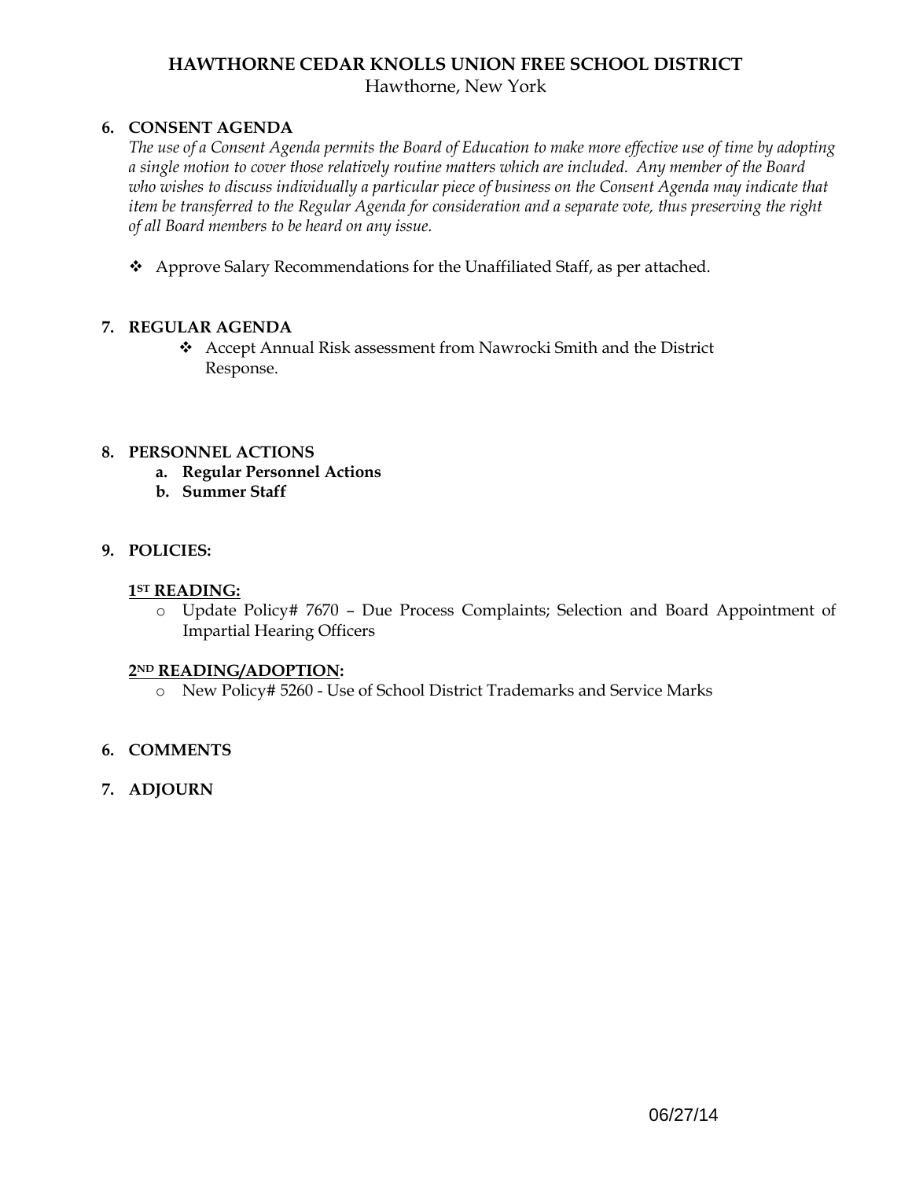**HAWTHORNE CEDAR KNOLLS UNION FREE SCHOOL DISTRICT**

Hawthorne, New York

**6. CONSENT AGENDA**

*The use of a Consent Agenda permits the Board of Education to make more effective use of time by adopting a single motion to cover those relatively routine matters which are included. Any member of the Board who wishes to discuss individually a particular piece of business on the Consent Agenda may indicate that item be transferred to the Regular Agenda for consideration and a separate vote, thus preserving the right of all Board members to be heard on any issue.*

- Approve Salary Recommendations for the Unaffiliated Staff, as per attached.

**7. REGULAR AGENDA**

- Accept Annual Risk assessment from Nawrocki Smith and the District Response.

**8. PERSONNEL ACTIONS**

   a. **Regular Personnel Actions**
   b. **Summer Staff**

**9. POLICIES:**

**1ST READING:**

- Update Policy# 7670 – Due Process Complaints; Selection and Board Appointment of Impartial Hearing Officers

**2ND READING/ADOPTION:**

- New Policy# 5260 - Use of School District Trademarks and Service Marks

**6. COMMENTS**

**7. ADJOURN**

06/27/14